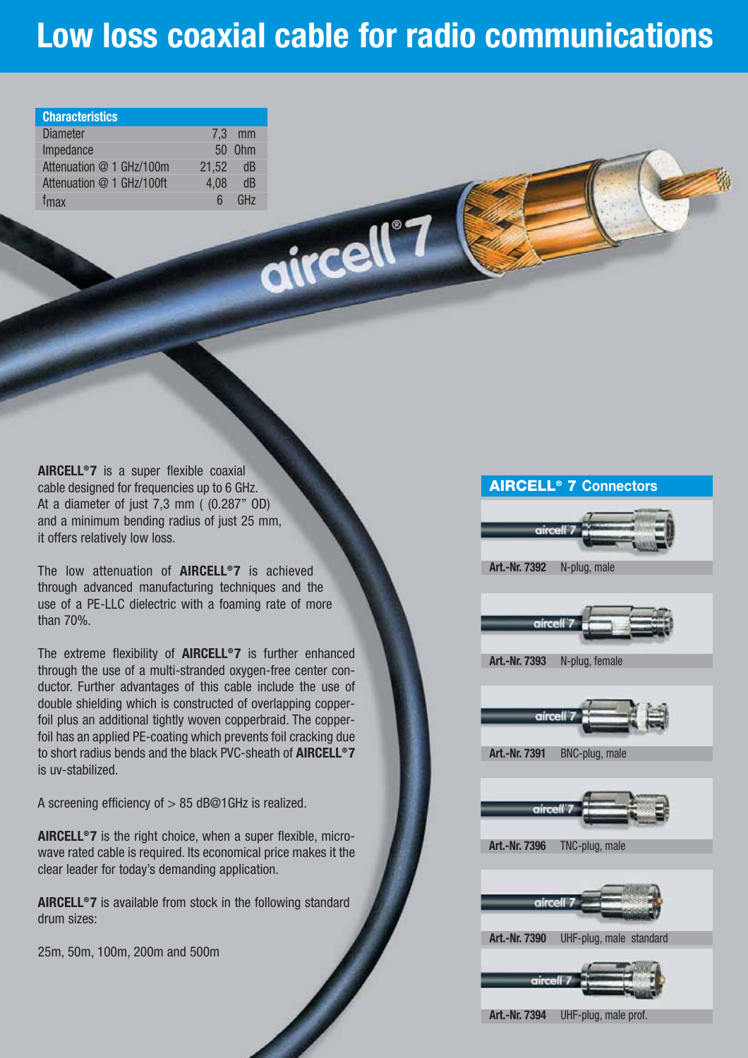# Low loss coaxial cable for radio communications

| Characteristics | |
|---|---|
| Diameter | 7,3 mm |
| Impedance | 50 Ohm |
| Attenuation @ 1 GHz/100m | 21,52 dB |
| Attenuation @ 1 GHz/100ft | 4,08 dB |
| $f_{max}$ | 6 GHz |

**AIRCELL®7** is a super flexible coaxial cable designed for frequencies up to 6 GHz. At a diameter of just 7,3 mm ( (0.287" OD) and a minimum bending radius of just 25 mm, it offers relatively low loss.

The low attenuation of **AIRCELL®7** is achieved through advanced manufacturing techniques and the use of a PE-LLC dielectric with a foaming rate of more than 70%.

The extreme flexibility of **AIRCELL®7** is further enhanced through the use of a multi-stranded oxygen-free center conductor. Further advantages of this cable include the use of double shielding which is constructed of overlapping copper-foil plus an additional tightly woven copperbraid. The copper-foil has an applied PE-coating which prevents foil cracking due to short radius bends and the black PVC-sheath of **AIRCELL®7** is uv-stabilized.

A screening efficiency of > 85 dB@1GHz is realized.

**AIRCELL®7** is the right choice, when a super flexible, micro-wave rated cable is required. Its economical price makes it the clear leader for today's demanding application.

**AIRCELL®7** is available from stock in the following standard drum sizes:

25m, 50m, 100m, 200m and 500m

## AIRCELL® 7 Connectors

**Art.-Nr. 7392** N-plug, male

**Art.-Nr. 7393** N-plug, female

**Art.-Nr. 7391** BNC-plug, male

**Art.-Nr. 7396** TNC-plug, male

**Art.-Nr. 7390** UHF-plug, male standard

**Art.-Nr. 7394** UHF-plug, male prof.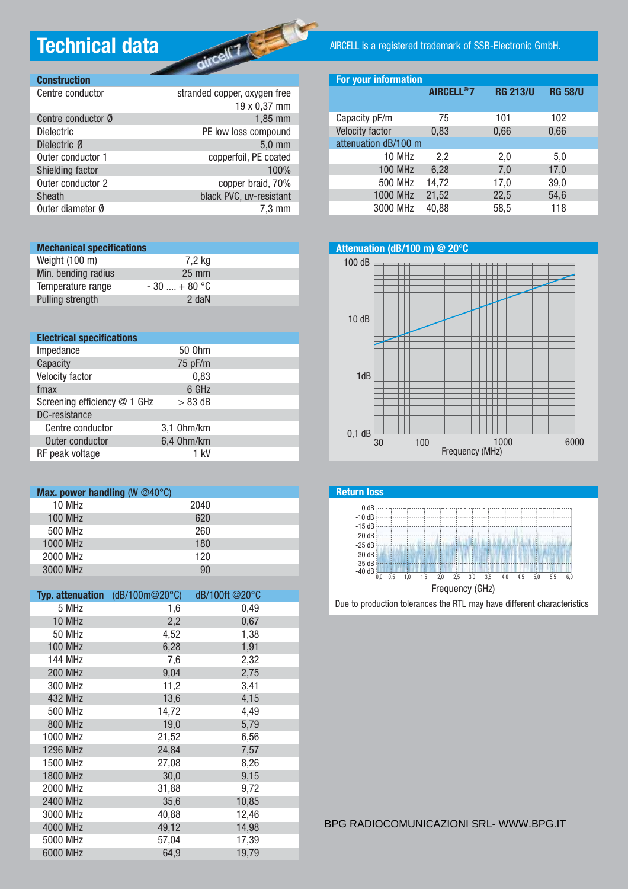# Technical data

AIRCELL is a registered trademark of SSB-Electronic GmbH.

| Construction | |
|---|---|
| Centre conductor | stranded copper, oxygen free 19 x 0,37 mm |
| Centre conductor Ø | 1,85 mm |
| Dielectric | PE low loss compound |
| Dielectric Ø | 5,0 mm |
| Outer conductor 1 | copperfoil, PE coated |
| Shielding factor | 100% |
| Outer conductor 2 | copper braid, 70% |
| Sheath | black PVC, uv-resistant |
| Outer diameter Ø | 7,3 mm |

| For your information | AIRCELL®7 | RG 213/U | RG 58/U |
|---|---|---|---|
| Capacity pF/m | 75 | 101 | 102 |
| Velocity factor | 0,83 | 0,66 | 0,66 |
| attenuation dB/100 m | | | |
| 10 MHz | 2,2 | 2,0 | 5,0 |
| 100 MHz | 6,28 | 7,0 | 17,0 |
| 500 MHz | 14,72 | 17,0 | 39,0 |
| 1000 MHz | 21,52 | 22,5 | 54,6 |
| 3000 MHz | 40,88 | 58,5 | 118 |

| Mechanical specifications | |
|---|---|
| Weight (100 m) | 7,2 kg |
| Min. bending radius | 25 mm |
| Temperature range | - 30 .... + 80 °C |
| Pulling strength | 2 daN |

**Attenuation (dB/100 m) @ 20°C**

100 dB
10 dB
1dB
0,1 dB
30
100
1000
6000
Frequency (MHz)

| Electrical specifications | |
|---|---|
| Impedance | 50 Ohm |
| Capacity | 75 pF/m |
| Velocity factor | 0,83 |
| fmax | 6 GHz |
| Screening efficiency @ 1 GHz | > 83 dB |
| DC-resistance | |
| Centre conductor | 3,1 Ohm/km |
| Outer conductor | 6,4 Ohm/km |
| RF peak voltage | 1 kV |

| Max. power handling (W @40°C) | |
|---|---|
| 10 MHz | 2040 |
| 100 MHz | 620 |
| 500 MHz | 260 |
| 1000 MHz | 180 |
| 2000 MHz | 120 |
| 3000 MHz | 90 |

**Return loss**

0 dB
-10 dB
-15 dB
-20 dB
-25 dB
-30 dB
-35 dB
-40 dB
0,0 0,5 1,0 1,5 2,0 2,5 3,0 3,5 4,0 4,5 5,0 5,5 6,0
Frequency (GHz)

Due to production tolerances the RTL may have different characteristics

| Typ. attenuation | (dB/100m@20°C) | dB/100ft @20°C |
|---|---|---|
| 5 MHz | 1,6 | 0,49 |
| 10 MHz | 2,2 | 0,67 |
| 50 MHz | 4,52 | 1,38 |
| 100 MHz | 6,28 | 1,91 |
| 144 MHz | 7,6 | 2,32 |
| 200 MHz | 9,04 | 2,75 |
| 300 MHz | 11,2 | 3,41 |
| 432 MHz | 13,6 | 4,15 |
| 500 MHz | 14,72 | 4,49 |
| 800 MHz | 19,0 | 5,79 |
| 1000 MHz | 21,52 | 6,56 |
| 1296 MHz | 24,84 | 7,57 |
| 1500 MHz | 27,08 | 8,26 |
| 1800 MHz | 30,0 | 9,15 |
| 2000 MHz | 31,88 | 9,72 |
| 2400 MHz | 35,6 | 10,85 |
| 3000 MHz | 40,88 | 12,46 |
| 4000 MHz | 49,12 | 14,98 |
| 5000 MHz | 57,04 | 17,39 |
| 6000 MHz | 64,9 | 19,79 |

BPG RADIOCOMUNICAZIONI SRL- WWW.BPG.IT